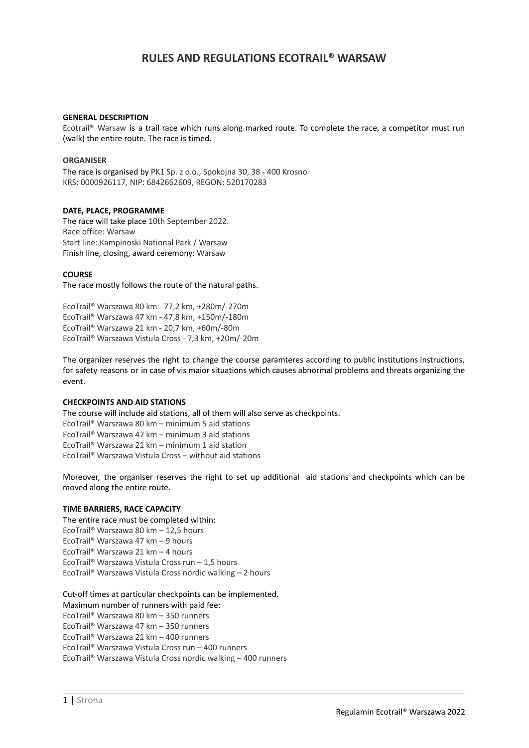# RULES AND REGULATIONS ECOTRAIL® WARSAW

### GENERAL DESCRIPTION

Ecotrail® Warsaw is a trail race which runs along marked route. To complete the race, a competitor must run (walk) the entire route. The race is timed.

### ORGANISER

The race is organised by PK1 Sp. z o.o., Spokojna 30, 38 - 400 Krosno
KRS: 0000926117, NIP: 6842662609, REGON: 520170283

### DATE, PLACE, PROGRAMME

The race will take place 10th September 2022.
Race office: Warsaw
Start line: Kampinoski National Park / Warsaw
Finish line, closing, award ceremony: Warsaw

### COURSE

The race mostly follows the route of the natural paths.

EcoTrail® Warszawa 80 km - 77,2 km, +280m/-270m
EcoTrail® Warszawa 47 km - 47,8 km, +150m/-180m
EcoTrail® Warszawa 21 km - 20,7 km, +60m/-80m
EcoTrail® Warszawa Vistula Cross - 7,3 km, +20m/-20m

The organizer reserves the right to change the course paramteres according to public institutions instructions, for safety reasons or in case of vis maior situations which causes abnormal problems and threats organizing the event.

### CHECKPOINTS AND AID STATIONS

The course will include aid stations, all of them will also serve as checkpoints.
EcoTrail® Warszawa 80 km – minimum 5 aid stations
EcoTrail® Warszawa 47 km – minimum 3 aid stations
EcoTrail® Warszawa 21 km – minimum 1 aid station
EcoTrail® Warszawa Vistula Cross – without aid stations

Moreover, the organiser reserves the right to set up additional aid stations and checkpoints which can be moved along the entire route.

### TIME BARRIERS, RACE CAPACITY

The entire race must be completed within:
EcoTrail® Warszawa 80 km – 12,5 hours
EcoTrail® Warszawa 47 km – 9 hours
EcoTrail® Warszawa 21 km – 4 hours
EcoTrail® Warszawa Vistula Cross run – 1,5 hours
EcoTrail® Warszawa Vistula Cross nordic walking – 2 hours

Cut-off times at particular checkpoints can be implemented.
Maximum number of runners with paid fee:
EcoTrail® Warszawa 80 km – 350 runners
EcoTrail® Warszawa 47 km – 350 runners
EcoTrail® Warszawa 21 km – 400 runners
EcoTrail® Warszawa Vistula Cross run – 400 runners
EcoTrail® Warszawa Vistula Cross nordic walking – 400 runners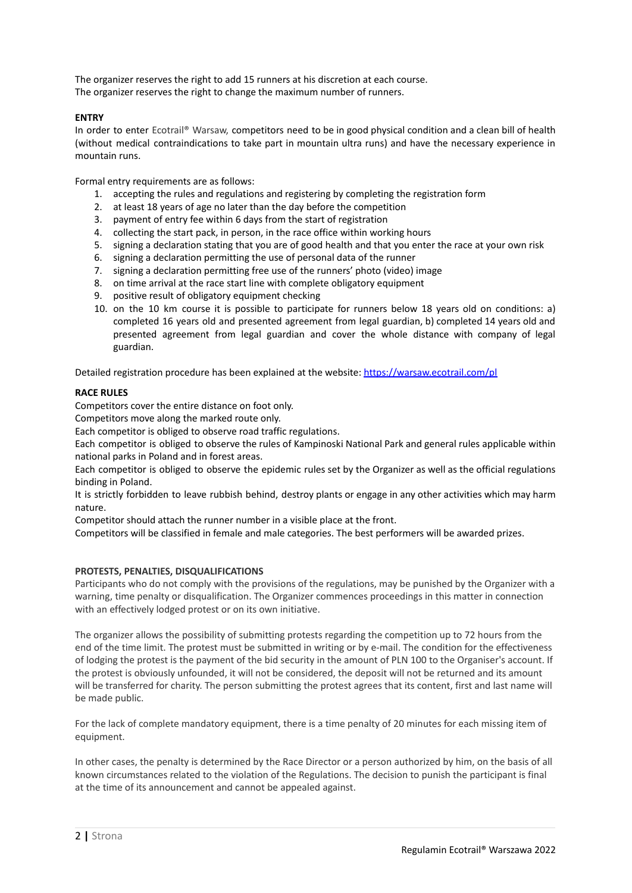The organizer reserves the right to add 15 runners at his discretion at each course.
The organizer reserves the right to change the maximum number of runners.

**ENTRY**

In order to enter Ecotrail® Warsaw, competitors need to be in good physical condition and a clean bill of health (without medical contraindications to take part in mountain ultra runs) and have the necessary experience in mountain runs.

Formal entry requirements are as follows:

1. accepting the rules and regulations and registering by completing the registration form
2. at least 18 years of age no later than the day before the competition
3. payment of entry fee within 6 days from the start of registration
4. collecting the start pack, in person, in the race office within working hours
5. signing a declaration stating that you are of good health and that you enter the race at your own risk
6. signing a declaration permitting the use of personal data of the runner
7. signing a declaration permitting free use of the runners' photo (video) image
8. on time arrival at the race start line with complete obligatory equipment
9. positive result of obligatory equipment checking
10. on the 10 km course it is possible to participate for runners below 18 years old on conditions: a) completed 16 years old and presented agreement from legal guardian, b) completed 14 years old and presented agreement from legal guardian and cover the whole distance with company of legal guardian.

Detailed registration procedure has been explained at the website: [https://warsaw.ecotrail.com/pl](https://warsaw.ecotrail.com/pl)

**RACE RULES**

Competitors cover the entire distance on foot only.

Competitors move along the marked route only.

Each competitor is obliged to observe road traffic regulations.

Each competitor is obliged to observe the rules of Kampinoski National Park and general rules applicable within national parks in Poland and in forest areas.

Each competitor is obliged to observe the epidemic rules set by the Organizer as well as the official regulations binding in Poland.

It is strictly forbidden to leave rubbish behind, destroy plants or engage in any other activities which may harm nature.

Competitor should attach the runner number in a visible place at the front.

Competitors will be classified in female and male categories. The best performers will be awarded prizes.

**PROTESTS, PENALTIES, DISQUALIFICATIONS**

Participants who do not comply with the provisions of the regulations, may be punished by the Organizer with a warning, time penalty or disqualification. The Organizer commences proceedings in this matter in connection with an effectively lodged protest or on its own initiative.

The organizer allows the possibility of submitting protests regarding the competition up to 72 hours from the end of the time limit. The protest must be submitted in writing or by e-mail. The condition for the effectiveness of lodging the protest is the payment of the bid security in the amount of PLN 100 to the Organiser's account. If the protest is obviously unfounded, it will not be considered, the deposit will not be returned and its amount will be transferred for charity. The person submitting the protest agrees that its content, first and last name will be made public.

For the lack of complete mandatory equipment, there is a time penalty of 20 minutes for each missing item of equipment.

In other cases, the penalty is determined by the Race Director or a person authorized by him, on the basis of all known circumstances related to the violation of the Regulations. The decision to punish the participant is final at the time of its announcement and cannot be appealed against.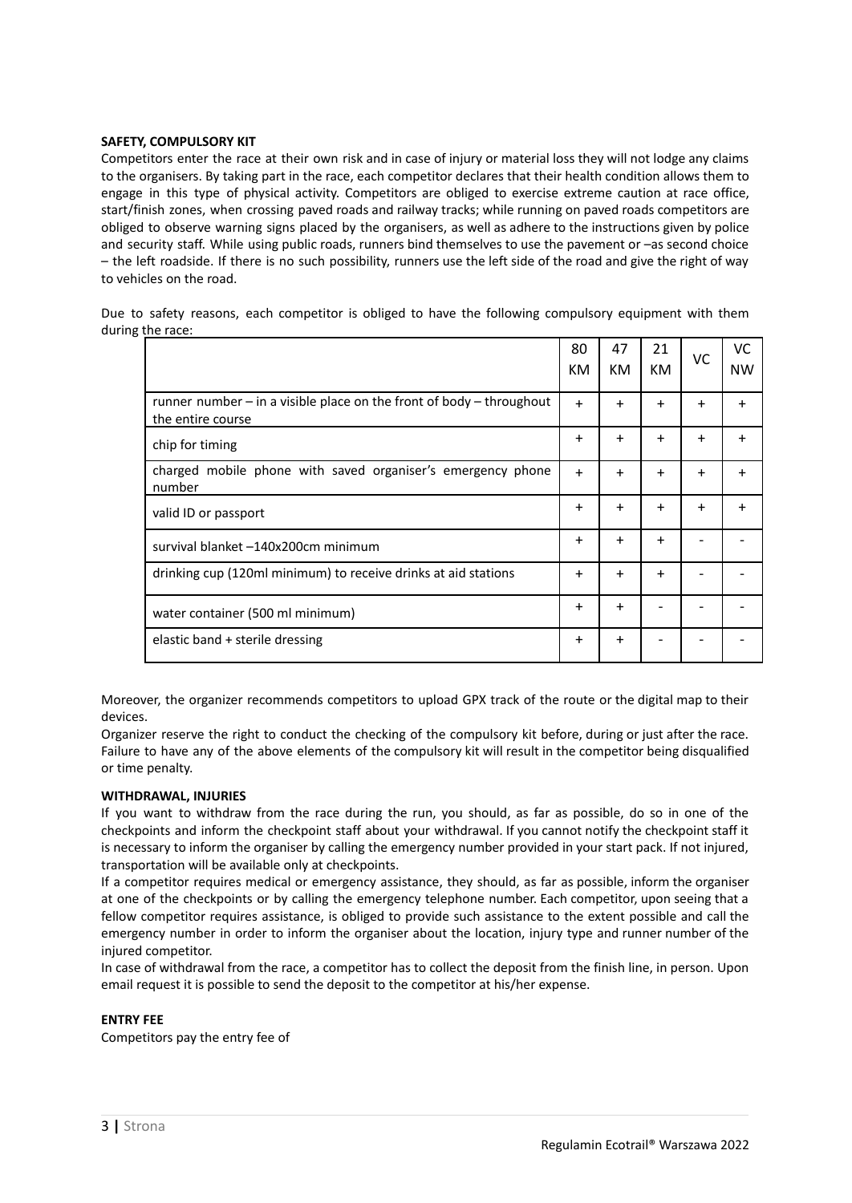**SAFETY, COMPULSORY KIT**

Competitors enter the race at their own risk and in case of injury or material loss they will not lodge any claims to the organisers. By taking part in the race, each competitor declares that their health condition allows them to engage in this type of physical activity. Competitors are obliged to exercise extreme caution at race office, start/finish zones, when crossing paved roads and railway tracks; while running on paved roads competitors are obliged to observe warning signs placed by the organisers, as well as adhere to the instructions given by police and security staff. While using public roads, runners bind themselves to use the pavement or –as second choice – the left roadside. If there is no such possibility, runners use the left side of the road and give the right of way to vehicles on the road.

Due to safety reasons, each competitor is obliged to have the following compulsory equipment with them during the race:

| | 80 KM | 47 KM | 21 KM | VC | VC NW |
|---|---|---|---|---|---|
| runner number – in a visible place on the front of body – throughout the entire course | + | + | + | + | + |
| chip for timing | + | + | + | + | + |
| charged mobile phone with saved organiser's emergency phone number | + | + | + | + | + |
| valid ID or passport | + | + | + | + | + |
| survival blanket –140x200cm minimum | + | + | + | - | - |
| drinking cup (120ml minimum) to receive drinks at aid stations | + | + | + | - | - |
| water container (500 ml minimum) | + | + | - | - | - |
| elastic band + sterile dressing | + | + | - | - | - |

Moreover, the organizer recommends competitors to upload GPX track of the route or the digital map to their devices.

Organizer reserve the right to conduct the checking of the compulsory kit before, during or just after the race. Failure to have any of the above elements of the compulsory kit will result in the competitor being disqualified or time penalty.

**WITHDRAWAL, INJURIES**

If you want to withdraw from the race during the run, you should, as far as possible, do so in one of the checkpoints and inform the checkpoint staff about your withdrawal. If you cannot notify the checkpoint staff it is necessary to inform the organiser by calling the emergency number provided in your start pack. If not injured, transportation will be available only at checkpoints.

If a competitor requires medical or emergency assistance, they should, as far as possible, inform the organiser at one of the checkpoints or by calling the emergency telephone number. Each competitor, upon seeing that a fellow competitor requires assistance, is obliged to provide such assistance to the extent possible and call the emergency number in order to inform the organiser about the location, injury type and runner number of the injured competitor.

In case of withdrawal from the race, a competitor has to collect the deposit from the finish line, in person. Upon email request it is possible to send the deposit to the competitor at his/her expense.

**ENTRY FEE**

Competitors pay the entry fee of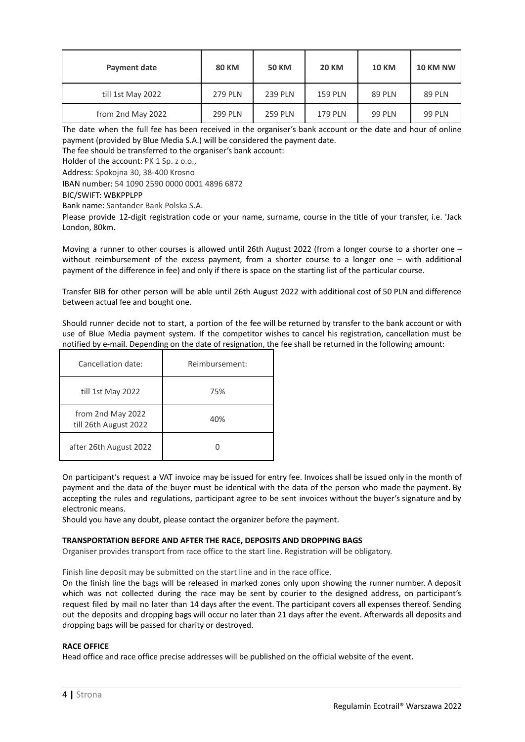| Payment date | 80 KM | 50 KM | 20 KM | 10 KM | 10 KM NW |
|---|---|---|---|---|---|
| till 1st May 2022 | 279 PLN | 239 PLN | 159 PLN | 89 PLN | 89 PLN |
| from 2nd May 2022 | 299 PLN | 259 PLN | 179 PLN | 99 PLN | 99 PLN |

The date when the full fee has been received in the organiser's bank account or the date and hour of online payment (provided by Blue Media S.A.) will be considered the payment date.

The fee should be transferred to the organiser's bank account:

Holder of the account: PK 1 Sp. z o.o.,

Address: Spokojna 30, 38-400 Krosno

IBAN number: 54 1090 2590 0000 0001 4896 6872

BIC/SWIFT: WBKPPLPP

Bank name: Santander Bank Polska S.A.

Please provide 12-digit registration code or your name, surname, course in the title of your transfer, i.e. 'Jack London, 80km.

Moving a runner to other courses is allowed until 26th August 2022 (from a longer course to a shorter one – without reimbursement of the excess payment, from a shorter course to a longer one – with additional payment of the difference in fee) and only if there is space on the starting list of the particular course.

Transfer BIB for other person will be able until 26th August 2022 with additional cost of 50 PLN and difference between actual fee and bought one.

Should runner decide not to start, a portion of the fee will be returned by transfer to the bank account or with use of Blue Media payment system. If the competitor wishes to cancel his registration, cancellation must be notified by e-mail. Depending on the date of resignation, the fee shall be returned in the following amount:

| Cancellation date: | Reimbursement: |
|---|---|
| till 1st May 2022 | 75% |
| from 2nd May 2022 till 26th August 2022 | 40% |
| after 26th August 2022 | 0 |

On participant's request a VAT invoice may be issued for entry fee. Invoices shall be issued only in the month of payment and the data of the buyer must be identical with the data of the person who made the payment. By accepting the rules and regulations, participant agree to be sent invoices without the buyer's signature and by electronic means.

Should you have any doubt, please contact the organizer before the payment.

**TRANSPORTATION BEFORE AND AFTER THE RACE, DEPOSITS AND DROPPING BAGS**

Organiser provides transport from race office to the start line. Registration will be obligatory.

Finish line deposit may be submitted on the start line and in the race office.

On the finish line the bags will be released in marked zones only upon showing the runner number. A deposit which was not collected during the race may be sent by courier to the designed address, on participant's request filed by mail no later than 14 days after the event. The participant covers all expenses thereof. Sending out the deposits and dropping bags will occur no later than 21 days after the event. Afterwards all deposits and dropping bags will be passed for charity or destroyed.

**RACE OFFICE**

Head office and race office precise addresses will be published on the official website of the event.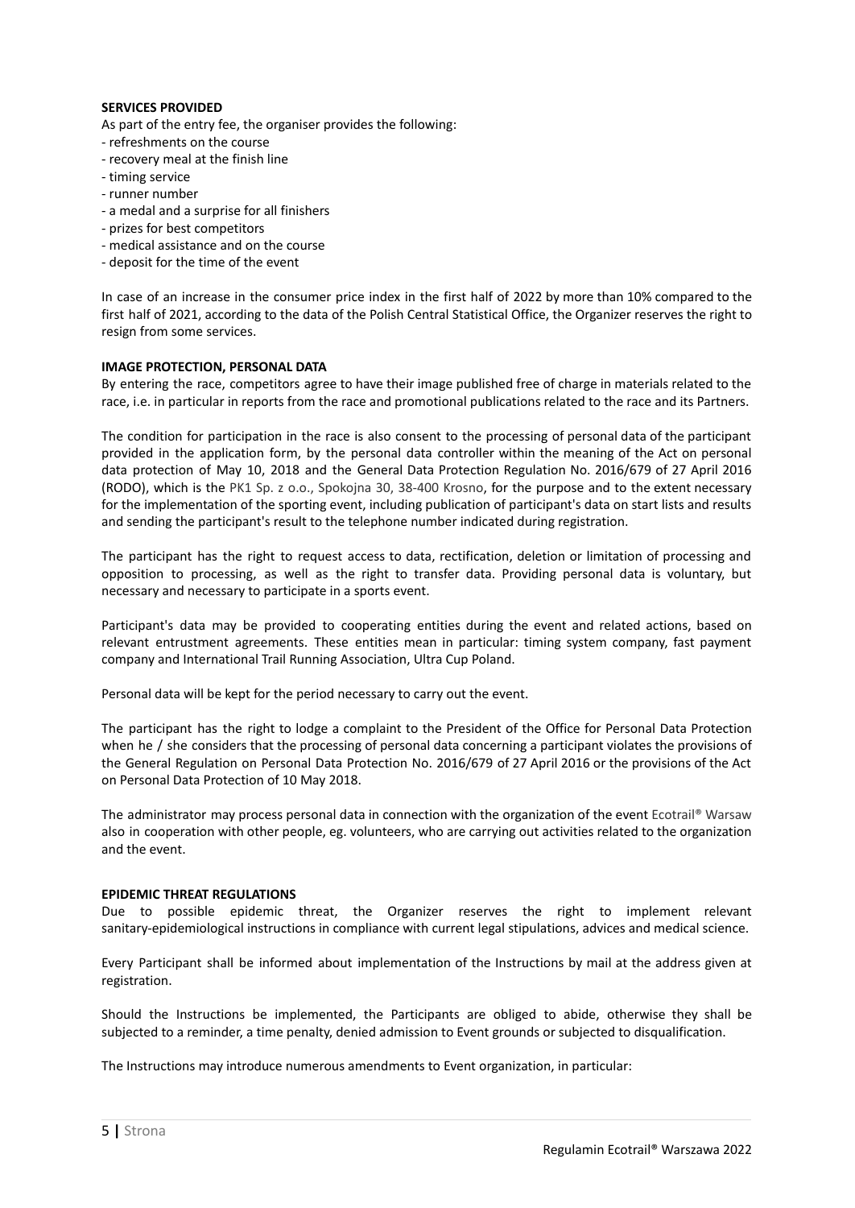**SERVICES PROVIDED**

As part of the entry fee, the organiser provides the following:

- refreshments on the course
- recovery meal at the finish line
- timing service
- runner number
- a medal and a surprise for all finishers
- prizes for best competitors
- medical assistance and on the course
- deposit for the time of the event

In case of an increase in the consumer price index in the first half of 2022 by more than 10% compared to the first half of 2021, according to the data of the Polish Central Statistical Office, the Organizer reserves the right to resign from some services.

**IMAGE PROTECTION, PERSONAL DATA**

By entering the race, competitors agree to have their image published free of charge in materials related to the race, i.e. in particular in reports from the race and promotional publications related to the race and its Partners.

The condition for participation in the race is also consent to the processing of personal data of the participant provided in the application form, by the personal data controller within the meaning of the Act on personal data protection of May 10, 2018 and the General Data Protection Regulation No. 2016/679 of 27 April 2016 (RODO), which is the PK1 Sp. z o.o., Spokojna 30, 38-400 Krosno, for the purpose and to the extent necessary for the implementation of the sporting event, including publication of participant's data on start lists and results and sending the participant's result to the telephone number indicated during registration.

The participant has the right to request access to data, rectification, deletion or limitation of processing and opposition to processing, as well as the right to transfer data. Providing personal data is voluntary, but necessary and necessary to participate in a sports event.

Participant's data may be provided to cooperating entities during the event and related actions, based on relevant entrustment agreements. These entities mean in particular: timing system company, fast payment company and International Trail Running Association, Ultra Cup Poland.

Personal data will be kept for the period necessary to carry out the event.

The participant has the right to lodge a complaint to the President of the Office for Personal Data Protection when he / she considers that the processing of personal data concerning a participant violates the provisions of the General Regulation on Personal Data Protection No. 2016/679 of 27 April 2016 or the provisions of the Act on Personal Data Protection of 10 May 2018.

The administrator may process personal data in connection with the organization of the event Ecotrail® Warsaw also in cooperation with other people, eg. volunteers, who are carrying out activities related to the organization and the event.

**EPIDEMIC THREAT REGULATIONS**

Due to possible epidemic threat, the Organizer reserves the right to implement relevant sanitary-epidemiological instructions in compliance with current legal stipulations, advices and medical science.

Every Participant shall be informed about implementation of the Instructions by mail at the address given at registration.

Should the Instructions be implemented, the Participants are obliged to abide, otherwise they shall be subjected to a reminder, a time penalty, denied admission to Event grounds or subjected to disqualification.

The Instructions may introduce numerous amendments to Event organization, in particular: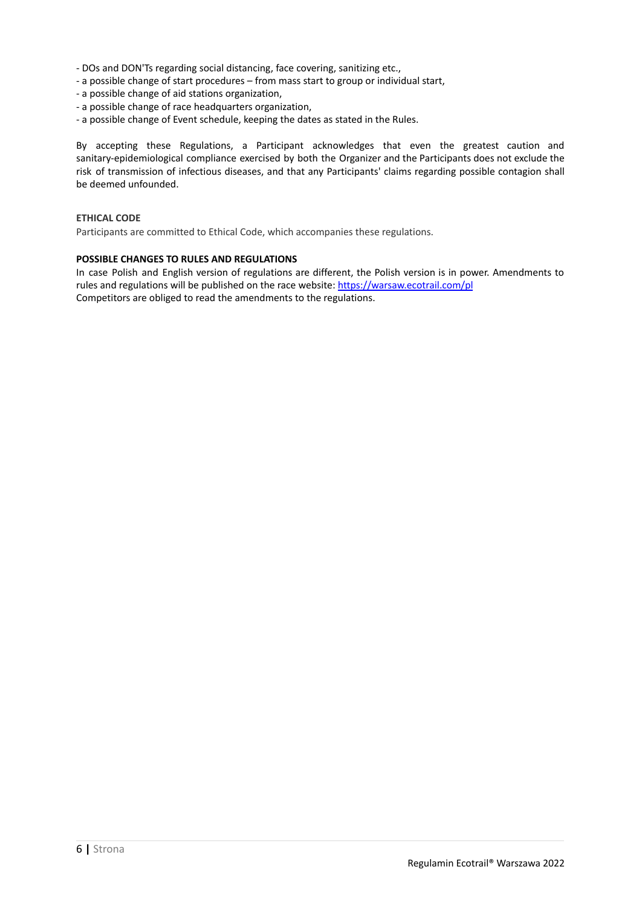- DOs and DON'Ts regarding social distancing, face covering, sanitizing etc.,
- a possible change of start procedures – from mass start to group or individual start,
- a possible change of aid stations organization,
- a possible change of race headquarters organization,
- a possible change of Event schedule, keeping the dates as stated in the Rules.

By accepting these Regulations, a Participant acknowledges that even the greatest caution and sanitary-epidemiological compliance exercised by both the Organizer and the Participants does not exclude the risk of transmission of infectious diseases, and that any Participants' claims regarding possible contagion shall be deemed unfounded.

**ETHICAL CODE**

Participants are committed to Ethical Code, which accompanies these regulations.

**POSSIBLE CHANGES TO RULES AND REGULATIONS**

In case Polish and English version of regulations are different, the Polish version is in power. Amendments to rules and regulations will be published on the race website: [https://warsaw.ecotrail.com/pl](https://warsaw.ecotrail.com/pl)
Competitors are obliged to read the amendments to the regulations.